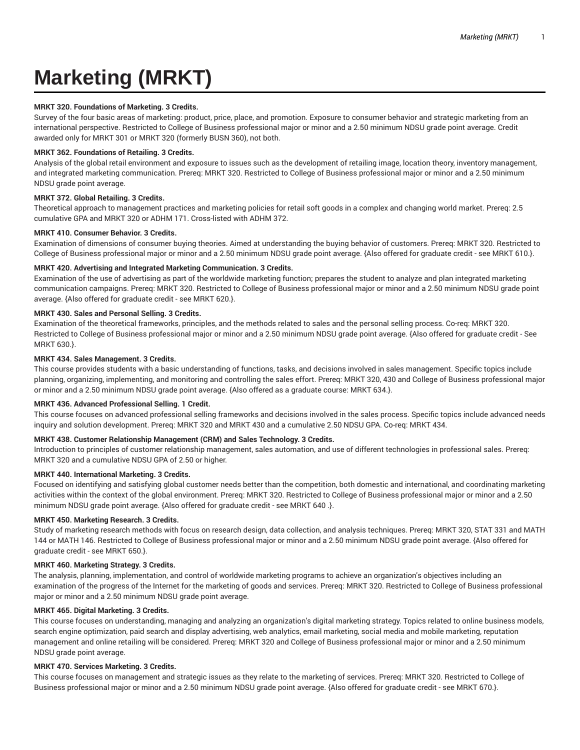# Marketing (MRKT)

**MRKT 320. Foundations of Marketing. 3 Credits.**

Survey of the four basic areas of marketing: product, price, place, and promotion. Exposure to consumer behavior and strategic marketing from an international perspective. Restricted to College of Business professional major or minor and a 2.50 minimum NDSU grade point average. Credit awarded only for MRKT 301 or MRKT 320 (formerly BUSN 360), not both.

**MRKT 362. Foundations of Retailing. 3 Credits.**

Analysis of the global retail environment and exposure to issues such as the development of retailing image, location theory, inventory management, and integrated marketing communication. Prereq: MRKT 320. Restricted to College of Business professional major or minor and a 2.50 minimum NDSU grade point average.

**MRKT 372. Global Retailing. 3 Credits.**

Theoretical approach to management practices and marketing policies for retail soft goods in a complex and changing world market. Prereq: 2.5 cumulative GPA and MRKT 320 or ADHM 171. Cross-listed with ADHM 372.

**MRKT 410. Consumer Behavior. 3 Credits.**

Examination of dimensions of consumer buying theories. Aimed at understanding the buying behavior of customers. Prereq: MRKT 320. Restricted to College of Business professional major or minor and a 2.50 minimum NDSU grade point average. {Also offered for graduate credit - see MRKT 610.}.

**MRKT 420. Advertising and Integrated Marketing Communication. 3 Credits.**

Examination of the use of advertising as part of the worldwide marketing function; prepares the student to analyze and plan integrated marketing communication campaigns. Prereq: MRKT 320. Restricted to College of Business professional major or minor and a 2.50 minimum NDSU grade point average. {Also offered for graduate credit - see MRKT 620.}.

**MRKT 430. Sales and Personal Selling. 3 Credits.**

Examination of the theoretical frameworks, principles, and the methods related to sales and the personal selling process. Co-req: MRKT 320. Restricted to College of Business professional major or minor and a 2.50 minimum NDSU grade point average. {Also offered for graduate credit - See MRKT 630.}.

**MRKT 434. Sales Management. 3 Credits.**

This course provides students with a basic understanding of functions, tasks, and decisions involved in sales management. Specific topics include planning, organizing, implementing, and monitoring and controlling the sales effort. Prereq: MRKT 320, 430 and College of Business professional major or minor and a 2.50 minimum NDSU grade point average. {Also offered as a graduate course: MRKT 634.}.

**MRKT 436. Advanced Professional Selling. 1 Credit.**

This course focuses on advanced professional selling frameworks and decisions involved in the sales process. Specific topics include advanced needs inquiry and solution development. Prereq: MRKT 320 and MRKT 430 and a cumulative 2.50 NDSU GPA. Co-req: MRKT 434.

**MRKT 438. Customer Relationship Management (CRM) and Sales Technology. 3 Credits.**

Introduction to principles of customer relationship management, sales automation, and use of different technologies in professional sales. Prereq: MRKT 320 and a cumulative NDSU GPA of 2.50 or higher.

**MRKT 440. International Marketing. 3 Credits.**

Focused on identifying and satisfying global customer needs better than the competition, both domestic and international, and coordinating marketing activities within the context of the global environment. Prereq: MRKT 320. Restricted to College of Business professional major or minor and a 2.50 minimum NDSU grade point average. {Also offered for graduate credit - see MRKT 640 .}.

**MRKT 450. Marketing Research. 3 Credits.**

Study of marketing research methods with focus on research design, data collection, and analysis techniques. Prereq: MRKT 320, STAT 331 and MATH 144 or MATH 146. Restricted to College of Business professional major or minor and a 2.50 minimum NDSU grade point average. {Also offered for graduate credit - see MRKT 650.}.

**MRKT 460. Marketing Strategy. 3 Credits.**

The analysis, planning, implementation, and control of worldwide marketing programs to achieve an organization's objectives including an examination of the progress of the Internet for the marketing of goods and services. Prereq: MRKT 320. Restricted to College of Business professional major or minor and a 2.50 minimum NDSU grade point average.

**MRKT 465. Digital Marketing. 3 Credits.**

This course focuses on understanding, managing and analyzing an organization's digital marketing strategy. Topics related to online business models, search engine optimization, paid search and display advertising, web analytics, email marketing, social media and mobile marketing, reputation management and online retailing will be considered. Prereq: MRKT 320 and College of Business professional major or minor and a 2.50 minimum NDSU grade point average.

**MRKT 470. Services Marketing. 3 Credits.**

This course focuses on management and strategic issues as they relate to the marketing of services. Prereq: MRKT 320. Restricted to College of Business professional major or minor and a 2.50 minimum NDSU grade point average. {Also offered for graduate credit - see MRKT 670.}.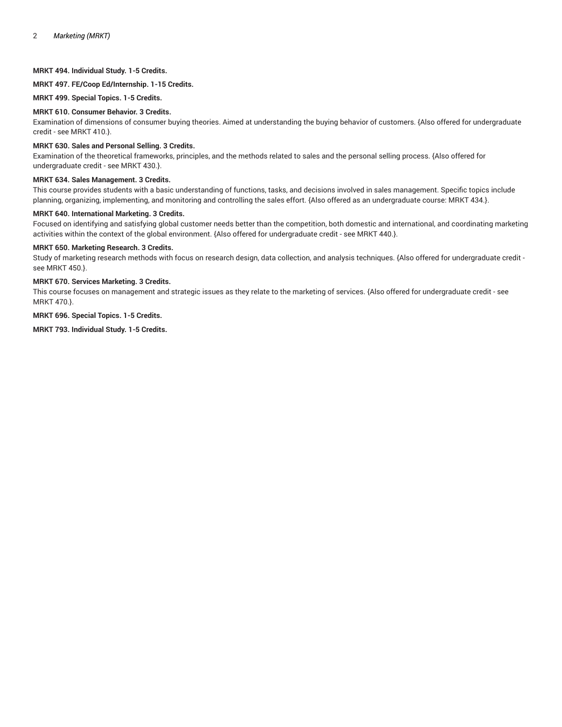**MRKT 494. Individual Study. 1-5 Credits.**

**MRKT 497. FE/Coop Ed/Internship. 1-15 Credits.**

**MRKT 499. Special Topics. 1-5 Credits.**

**MRKT 610. Consumer Behavior. 3 Credits.**
Examination of dimensions of consumer buying theories. Aimed at understanding the buying behavior of customers. {Also offered for undergraduate credit - see MRKT 410.}.

**MRKT 630. Sales and Personal Selling. 3 Credits.**
Examination of the theoretical frameworks, principles, and the methods related to sales and the personal selling process. {Also offered for undergraduate credit - see MRKT 430.}.

**MRKT 634. Sales Management. 3 Credits.**
This course provides students with a basic understanding of functions, tasks, and decisions involved in sales management. Specific topics include planning, organizing, implementing, and monitoring and controlling the sales effort. {Also offered as an undergraduate course: MRKT 434.}.

**MRKT 640. International Marketing. 3 Credits.**
Focused on identifying and satisfying global customer needs better than the competition, both domestic and international, and coordinating marketing activities within the context of the global environment. {Also offered for undergraduate credit - see MRKT 440.}.

**MRKT 650. Marketing Research. 3 Credits.**
Study of marketing research methods with focus on research design, data collection, and analysis techniques. {Also offered for undergraduate credit - see MRKT 450.}.

**MRKT 670. Services Marketing. 3 Credits.**
This course focuses on management and strategic issues as they relate to the marketing of services. {Also offered for undergraduate credit - see MRKT 470.}.

**MRKT 696. Special Topics. 1-5 Credits.**

**MRKT 793. Individual Study. 1-5 Credits.**